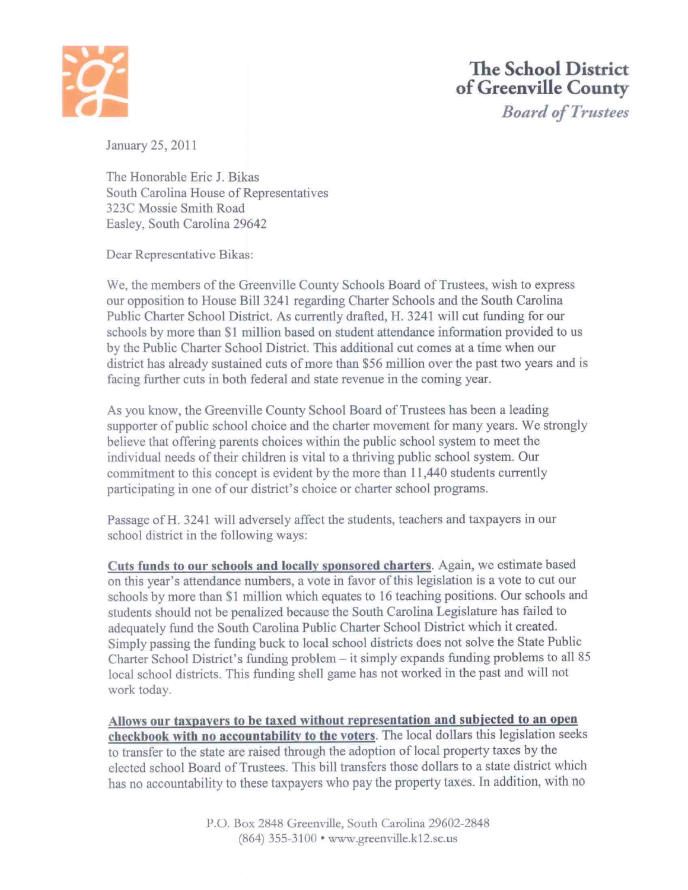# The School District of Greenville County

*Board of Trustees*

January 25, 2011

The Honorable Eric J. Bikas
South Carolina House of Representatives
323C Mossie Smith Road
Easley, South Carolina 29642

Dear Representative Bikas:

We, the members of the Greenville County Schools Board of Trustees, wish to express our opposition to House Bill 3241 regarding Charter Schools and the South Carolina Public Charter School District. As currently drafted, H. 3241 will cut funding for our schools by more than $1 million based on student attendance information provided to us by the Public Charter School District. This additional cut comes at a time when our district has already sustained cuts of more than $56 million over the past two years and is facing further cuts in both federal and state revenue in the coming year.

As you know, the Greenville County School Board of Trustees has been a leading supporter of public school choice and the charter movement for many years. We strongly believe that offering parents choices within the public school system to meet the individual needs of their children is vital to a thriving public school system. Our commitment to this concept is evident by the more than 11,440 students currently participating in one of our district's choice or charter school programs.

Passage of H. 3241 will adversely affect the students, teachers and taxpayers in our school district in the following ways:

**Cuts funds to our schools and locally sponsored charters**. Again, we estimate based on this year's attendance numbers, a vote in favor of this legislation is a vote to cut our schools by more than $1 million which equates to 16 teaching positions. Our schools and students should not be penalized because the South Carolina Legislature has failed to adequately fund the South Carolina Public Charter School District which it created. Simply passing the funding buck to local school districts does not solve the State Public Charter School District's funding problem – it simply expands funding problems to all 85 local school districts. This funding shell game has not worked in the past and will not work today.

**Allows our taxpayers to be taxed without representation and subjected to an open checkbook with no accountability to the voters**. The local dollars this legislation seeks to transfer to the state are raised through the adoption of local property taxes by the elected school Board of Trustees. This bill transfers those dollars to a state district which has no accountability to these taxpayers who pay the property taxes. In addition, with no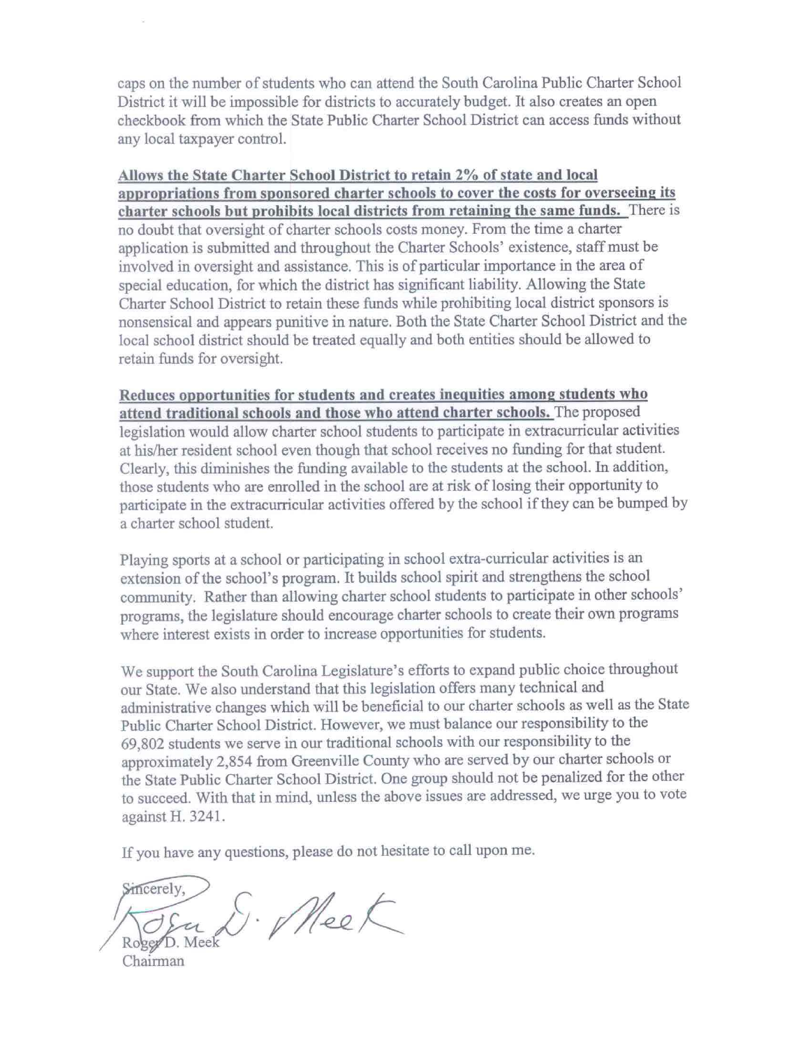caps on the number of students who can attend the South Carolina Public Charter School District it will be impossible for districts to accurately budget. It also creates an open checkbook from which the State Public Charter School District can access funds without any local taxpayer control.

**Allows the State Charter School District to retain 2% of state and local appropriations from sponsored charter schools to cover the costs for overseeing its charter schools but prohibits local districts from retaining the same funds.** There is no doubt that oversight of charter schools costs money. From the time a charter application is submitted and throughout the Charter Schools' existence, staff must be involved in oversight and assistance. This is of particular importance in the area of special education, for which the district has significant liability. Allowing the State Charter School District to retain these funds while prohibiting local district sponsors is nonsensical and appears punitive in nature. Both the State Charter School District and the local school district should be treated equally and both entities should be allowed to retain funds for oversight.

**Reduces opportunities for students and creates inequities among students who attend traditional schools and those who attend charter schools.** The proposed legislation would allow charter school students to participate in extracurricular activities at his/her resident school even though that school receives no funding for that student. Clearly, this diminishes the funding available to the students at the school. In addition, those students who are enrolled in the school are at risk of losing their opportunity to participate in the extracurricular activities offered by the school if they can be bumped by a charter school student.

Playing sports at a school or participating in school extra-curricular activities is an extension of the school's program. It builds school spirit and strengthens the school community. Rather than allowing charter school students to participate in other schools' programs, the legislature should encourage charter schools to create their own programs where interest exists in order to increase opportunities for students.

We support the South Carolina Legislature's efforts to expand public choice throughout our State. We also understand that this legislation offers many technical and administrative changes which will be beneficial to our charter schools as well as the State Public Charter School District. However, we must balance our responsibility to the 69,802 students we serve in our traditional schools with our responsibility to the approximately 2,854 from Greenville County who are served by our charter schools or the State Public Charter School District. One group should not be penalized for the other to succeed. With that in mind, unless the above issues are addressed, we urge you to vote against H. 3241.

If you have any questions, please do not hesitate to call upon me.

Sincerely,

Roger D. Meek

Roger D. Meek
Chairman